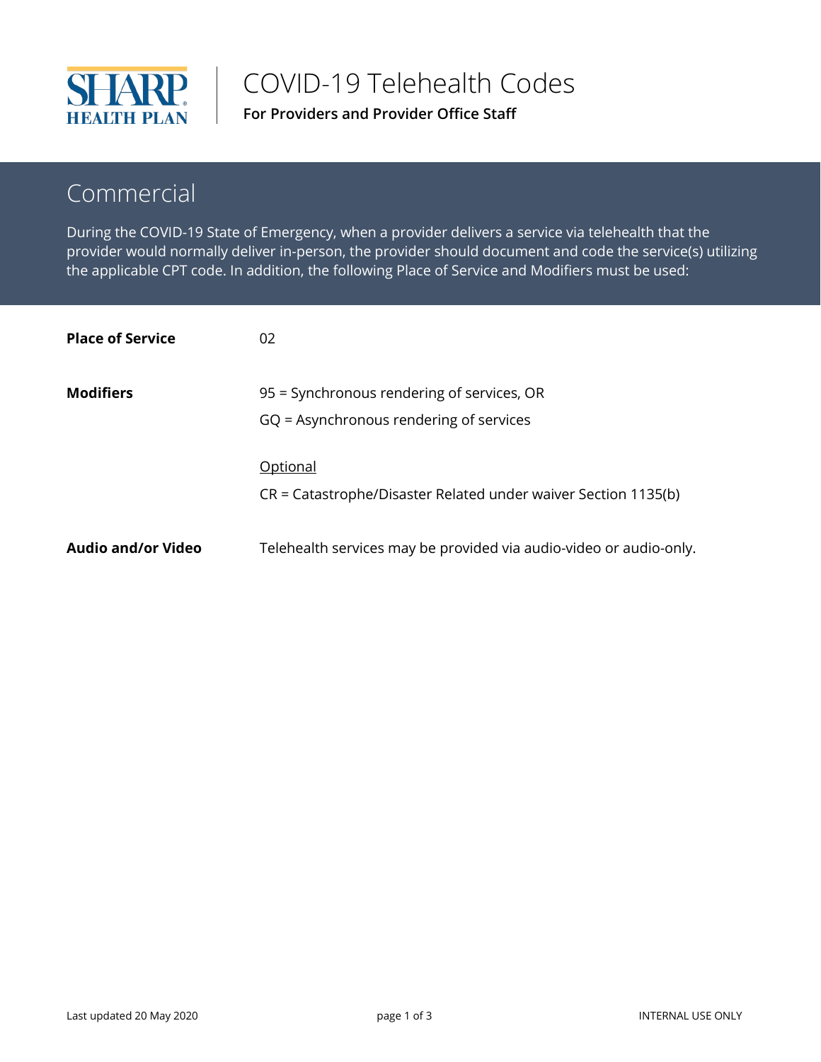SHARP HEALTH PLAN

# COVID-19 Telehealth Codes

**For Providers and Provider Office Staff**

## Commercial

During the COVID-19 State of Emergency, when a provider delivers a service via telehealth that the provider would normally deliver in-person, the provider should document and code the service(s) utilizing the applicable CPT code. In addition, the following Place of Service and Modifiers must be used:

**Place of Service**

02

**Modifiers**

95 = Synchronous rendering of services, OR

GQ = Asynchronous rendering of services

Optional

CR = Catastrophe/Disaster Related under waiver Section 1135(b)

**Audio and/or Video**

Telehealth services may be provided via audio-video or audio-only.

Last updated 20 May 2020

INTERNAL USE ONLY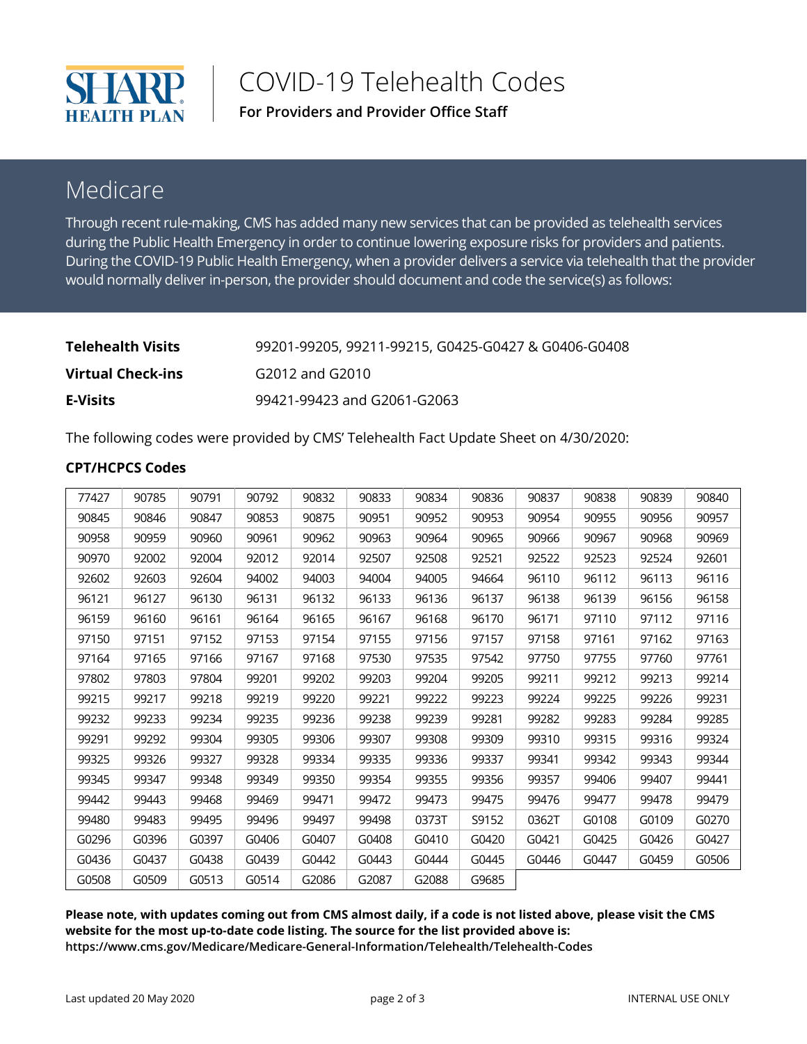# COVID-19 Telehealth Codes

**For Providers and Provider Office Staff**

## Medicare

Through recent rule-making, CMS has added many new services that can be provided as telehealth services during the Public Health Emergency in order to continue lowering exposure risks for providers and patients. During the COVID-19 Public Health Emergency, when a provider delivers a service via telehealth that the provider would normally deliver in-person, the provider should document and code the service(s) as follows:

| | |
|---|---|
| **Telehealth Visits** | 99201-99205, 99211-99215, G0425-G0427 & G0406-G0408 |
| **Virtual Check-ins** | G2012 and G2010 |
| **E-Visits** | 99421-99423 and G2061-G2063 |

The following codes were provided by CMS' Telehealth Fact Update Sheet on 4/30/2020:

### CPT/HCPCS Codes

| | | | | | | | | | | | |
|---|---|---|---|---|---|---|---|---|---|---|---|
| 77427 | 90785 | 90791 | 90792 | 90832 | 90833 | 90834 | 90836 | 90837 | 90838 | 90839 | 90840 |
| 90845 | 90846 | 90847 | 90853 | 90875 | 90951 | 90952 | 90953 | 90954 | 90955 | 90956 | 90957 |
| 90958 | 90959 | 90960 | 90961 | 90962 | 90963 | 90964 | 90965 | 90966 | 90967 | 90968 | 90969 |
| 90970 | 92002 | 92004 | 92012 | 92014 | 92507 | 92508 | 92521 | 92522 | 92523 | 92524 | 92601 |
| 92602 | 92603 | 92604 | 94002 | 94003 | 94004 | 94005 | 94664 | 96110 | 96112 | 96113 | 96116 |
| 96121 | 96127 | 96130 | 96131 | 96132 | 96133 | 96136 | 96137 | 96138 | 96139 | 96156 | 96158 |
| 96159 | 96160 | 96161 | 96164 | 96165 | 96167 | 96168 | 96170 | 96171 | 97110 | 97112 | 97116 |
| 97150 | 97151 | 97152 | 97153 | 97154 | 97155 | 97156 | 97157 | 97158 | 97161 | 97162 | 97163 |
| 97164 | 97165 | 97166 | 97167 | 97168 | 97530 | 97535 | 97542 | 97750 | 97755 | 97760 | 97761 |
| 97802 | 97803 | 97804 | 99201 | 99202 | 99203 | 99204 | 99205 | 99211 | 99212 | 99213 | 99214 |
| 99215 | 99217 | 99218 | 99219 | 99220 | 99221 | 99222 | 99223 | 99224 | 99225 | 99226 | 99231 |
| 99232 | 99233 | 99234 | 99235 | 99236 | 99238 | 99239 | 99281 | 99282 | 99283 | 99284 | 99285 |
| 99291 | 99292 | 99304 | 99305 | 99306 | 99307 | 99308 | 99309 | 99310 | 99315 | 99316 | 99324 |
| 99325 | 99326 | 99327 | 99328 | 99334 | 99335 | 99336 | 99337 | 99341 | 99342 | 99343 | 99344 |
| 99345 | 99347 | 99348 | 99349 | 99350 | 99354 | 99355 | 99356 | 99357 | 99406 | 99407 | 99441 |
| 99442 | 99443 | 99468 | 99469 | 99471 | 99472 | 99473 | 99475 | 99476 | 99477 | 99478 | 99479 |
| 99480 | 99483 | 99495 | 99496 | 99497 | 99498 | 0373T | S9152 | 0362T | G0108 | G0109 | G0270 |
| G0296 | G0396 | G0397 | G0406 | G0407 | G0408 | G0410 | G0420 | G0421 | G0425 | G0426 | G0427 |
| G0436 | G0437 | G0438 | G0439 | G0442 | G0443 | G0444 | G0445 | G0446 | G0447 | G0459 | G0506 |
| G0508 | G0509 | G0513 | G0514 | G2086 | G2087 | G2088 | G9685 | | | | |

**Please note, with updates coming out from CMS almost daily, if a code is not listed above, please visit the CMS website for the most up-to-date code listing. The source for the list provided above is: https://www.cms.gov/Medicare/Medicare-General-Information/Telehealth/Telehealth-Codes**

Last updated 20 May 2020

INTERNAL USE ONLY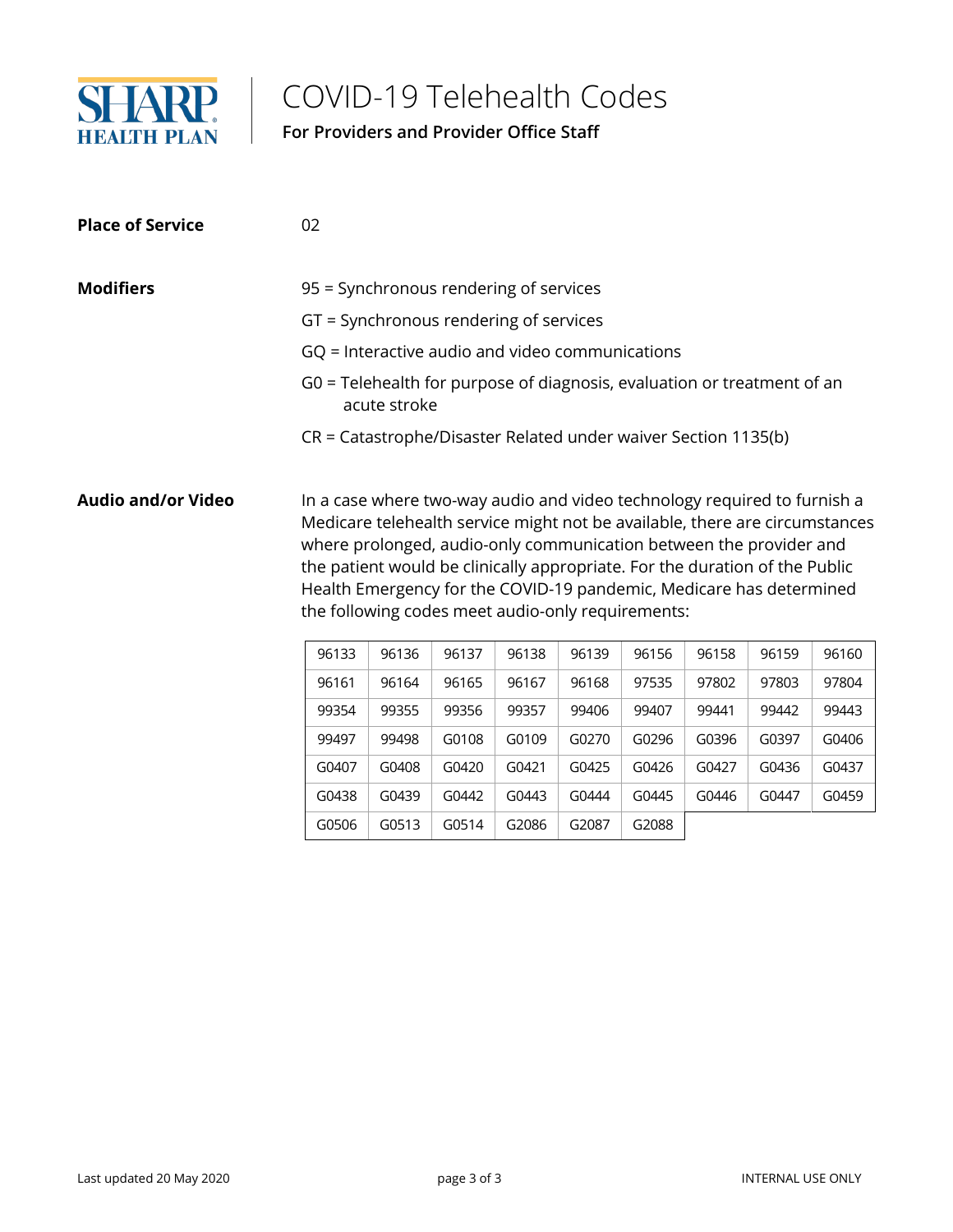# COVID-19 Telehealth Codes

**For Providers and Provider Office Staff**

**Place of Service** 02

**Modifiers**

95 = Synchronous rendering of services

GT = Synchronous rendering of services

GQ = Interactive audio and video communications

G0 = Telehealth for purpose of diagnosis, evaluation or treatment of an acute stroke

CR = Catastrophe/Disaster Related under waiver Section 1135(b)

**Audio and/or Video**

In a case where two-way audio and video technology required to furnish a Medicare telehealth service might not be available, there are circumstances where prolonged, audio-only communication between the provider and the patient would be clinically appropriate. For the duration of the Public Health Emergency for the COVID-19 pandemic, Medicare has determined the following codes meet audio-only requirements:

| | | | | | | | | |
|---|---|---|---|---|---|---|---|---|
| 96133 | 96136 | 96137 | 96138 | 96139 | 96156 | 96158 | 96159 | 96160 |
| 96161 | 96164 | 96165 | 96167 | 96168 | 97535 | 97802 | 97803 | 97804 |
| 99354 | 99355 | 99356 | 99357 | 99406 | 99407 | 99441 | 99442 | 99443 |
| 99497 | 99498 | G0108 | G0109 | G0270 | G0296 | G0396 | G0397 | G0406 |
| G0407 | G0408 | G0420 | G0421 | G0425 | G0426 | G0427 | G0436 | G0437 |
| G0438 | G0439 | G0442 | G0443 | G0444 | G0445 | G0446 | G0447 | G0459 |
| G0506 | G0513 | G0514 | G2086 | G2087 | G2088 | | | |

Last updated 20 May 2020

INTERNAL USE ONLY